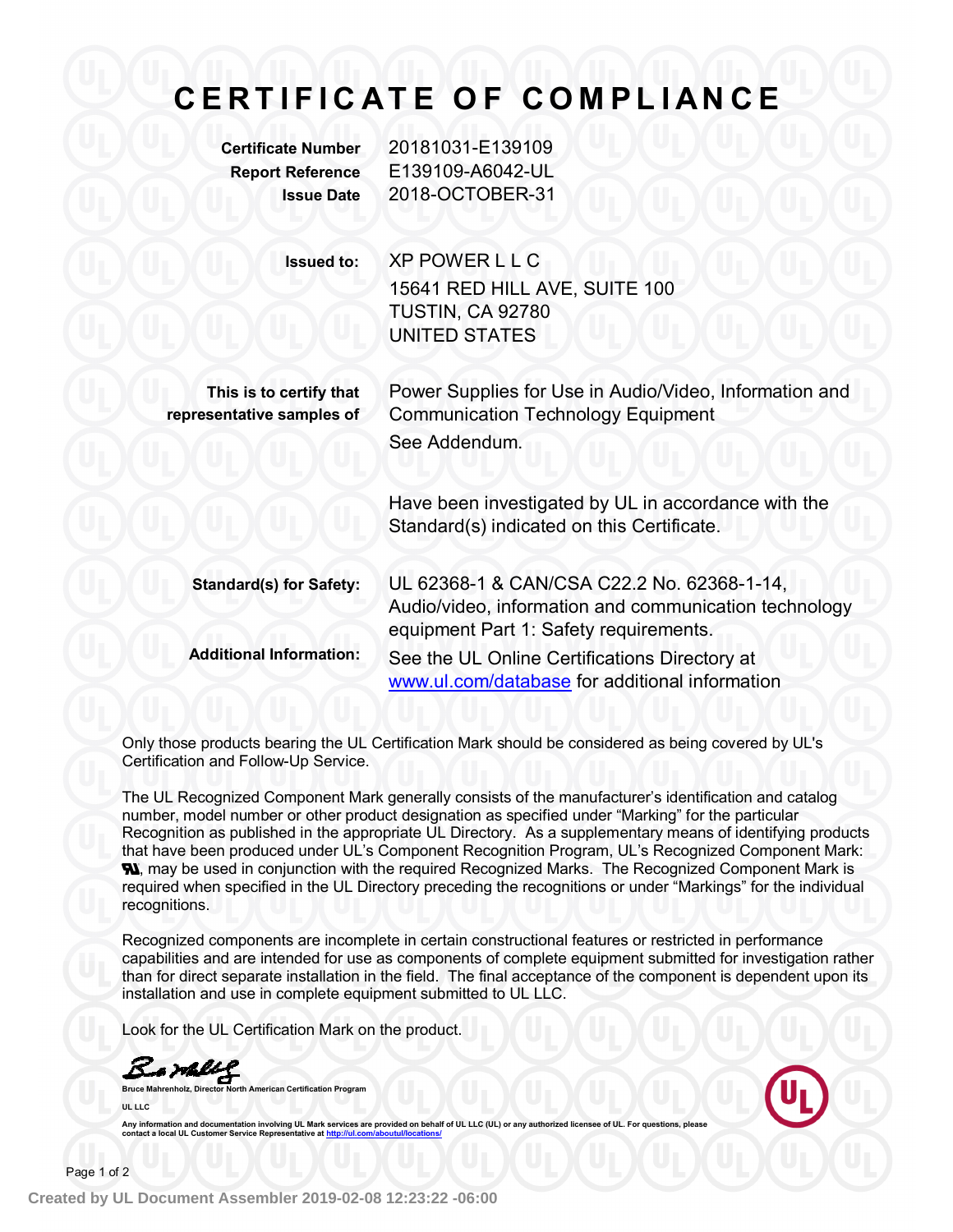# CERTIFICATE OF COMPLIANCE

| | |
|---|---|
| **Certificate Number** | 20181031-E139109 |
| **Report Reference** | E139109-A6042-UL |
| **Issue Date** | 2018-OCTOBER-31 |

**Issued to:** XP POWER L L C
15641 RED HILL AVE, SUITE 100
TUSTIN, CA 92780
UNITED STATES

**This is to certify that representative samples of** Power Supplies for Use in Audio/Video, Information and Communication Technology Equipment

See Addendum.

Have been investigated by UL in accordance with the Standard(s) indicated on this Certificate.

**Standard(s) for Safety:** UL 62368-1 & CAN/CSA C22.2 No. 62368-1-14, Audio/video, information and communication technology equipment Part 1: Safety requirements.

**Additional Information:** See the UL Online Certifications Directory at www.ul.com/database for additional information

Only those products bearing the UL Certification Mark should be considered as being covered by UL's Certification and Follow-Up Service.

The UL Recognized Component Mark generally consists of the manufacturer's identification and catalog number, model number or other product designation as specified under "Marking" for the particular Recognition as published in the appropriate UL Directory. As a supplementary means of identifying products that have been produced under UL's Component Recognition Program, UL's Recognized Component Mark: ЯU, may be used in conjunction with the required Recognized Marks. The Recognized Component Mark is required when specified in the UL Directory preceding the recognitions or under "Markings" for the individual recognitions.

Recognized components are incomplete in certain constructional features or restricted in performance capabilities and are intended for use as components of complete equipment submitted for investigation rather than for direct separate installation in the field. The final acceptance of the component is dependent upon its installation and use in complete equipment submitted to UL LLC.

Look for the UL Certification Mark on the product.

Bruce Mahrenholz, Director North American Certification Program

UL LLC

Any information and documentation involving UL Mark services are provided on behalf of UL LLC (UL) or any authorized licensee of UL. For questions, please contact a local UL Customer Service Representative at http://ul.com/aboutul/locations/

Created by UL Document Assembler 2019-02-08 12:23:22 -06:00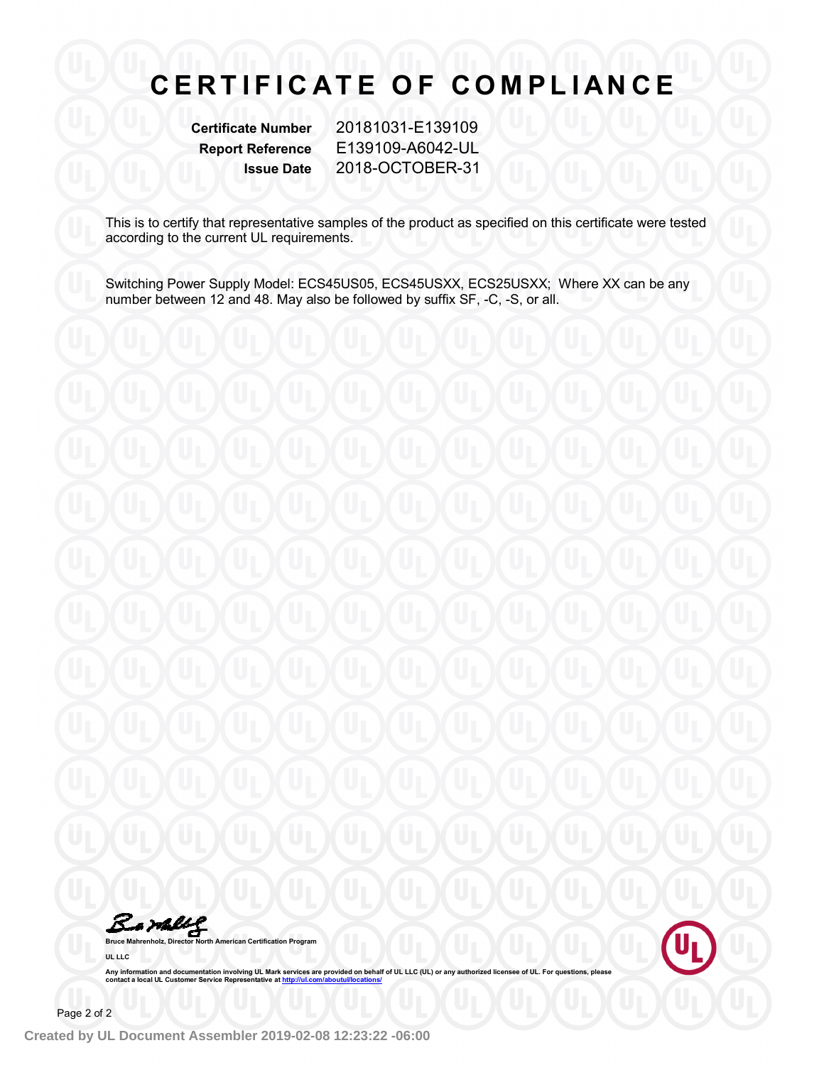# CERTIFICATE OF COMPLIANCE

| | |
|---|---|
| **Certificate Number** | 20181031-E139109 |
| **Report Reference** | E139109-A6042-UL |
| **Issue Date** | 2018-OCTOBER-31 |

This is to certify that representative samples of the product as specified on this certificate were tested according to the current UL requirements.

Switching Power Supply Model: ECS45US05, ECS45USXX, ECS25USXX; Where XX can be any number between 12 and 48. May also be followed by suffix SF, -C, -S, or all.

**Bruce Mahrenholz, Director North American Certification Program**

**UL LLC**

**Any information and documentation involving UL Mark services are provided on behalf of UL LLC (UL) or any authorized licensee of UL. For questions, please contact a local UL Customer Service Representative at http://ul.com/aboutul/locations/**

**Created by UL Document Assembler 2019-02-08 12:23:22 -06:00**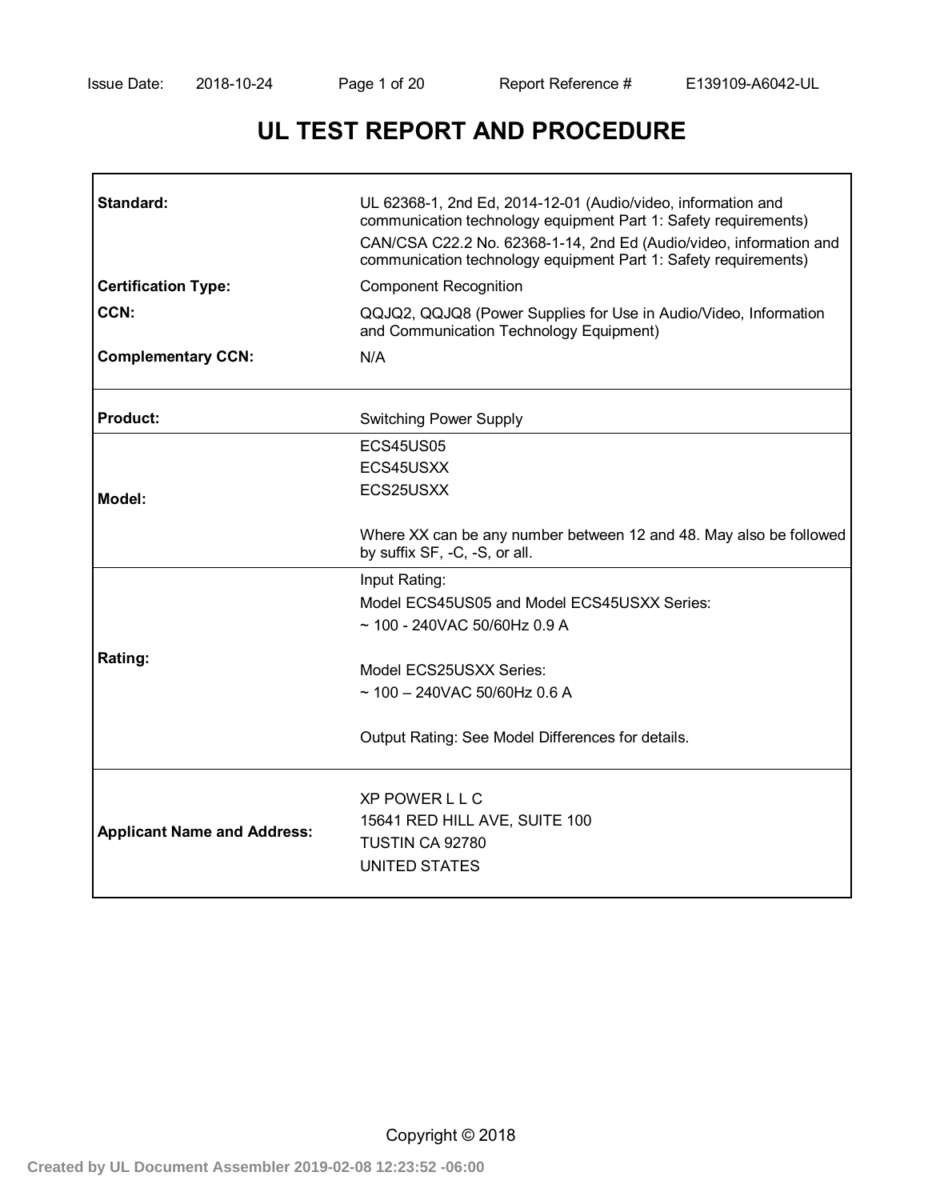# UL TEST REPORT AND PROCEDURE

| | |
|---|---|
| **Standard:** | UL 62368-1, 2nd Ed, 2014-12-01 (Audio/video, information and communication technology equipment Part 1: Safety requirements)<br>CAN/CSA C22.2 No. 62368-1-14, 2nd Ed (Audio/video, information and communication technology equipment Part 1: Safety requirements) |
| **Certification Type:** | Component Recognition |
| **CCN:** | QQJQ2, QQJQ8 (Power Supplies for Use in Audio/Video, Information and Communication Technology Equipment) |
| **Complementary CCN:** | N/A |
| **Product:** | Switching Power Supply |
| **Model:** | ECS45US05<br>ECS45USXX<br>ECS25USXX<br><br>Where XX can be any number between 12 and 48. May also be followed by suffix SF, -C, -S, or all. |
| **Rating:** | Input Rating:<br>Model ECS45US05 and Model ECS45USXX Series:<br>~ 100 - 240VAC 50/60Hz 0.9 A<br><br>Model ECS25USXX Series:<br>~ 100 – 240VAC 50/60Hz 0.6 A<br><br>Output Rating: See Model Differences for details. |
| **Applicant Name and Address:** | XP POWER L L C<br>15641 RED HILL AVE, SUITE 100<br>TUSTIN CA 92780<br>UNITED STATES |

Copyright © 2018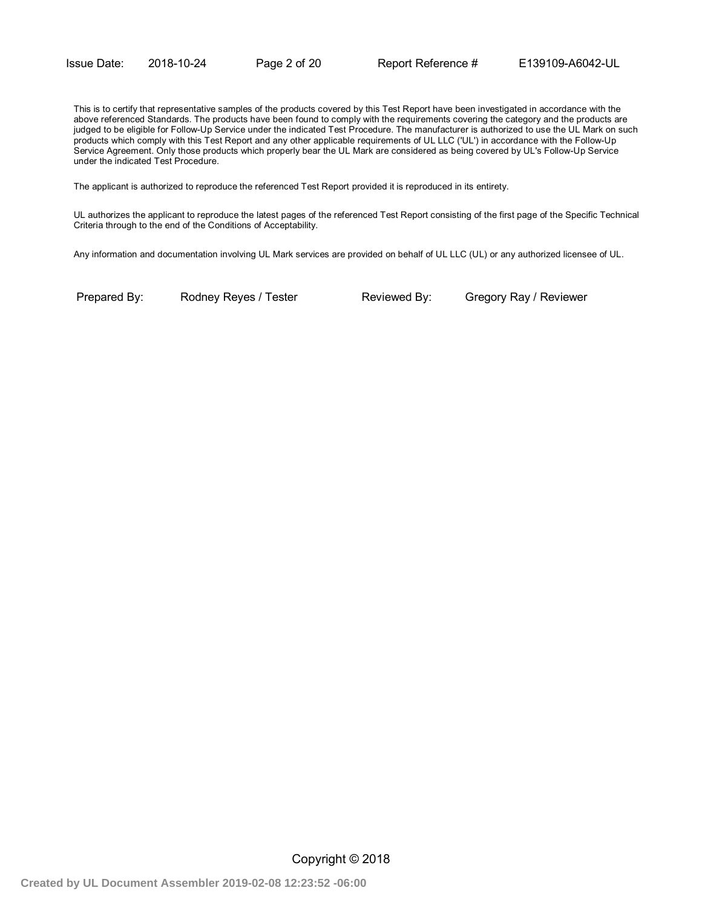This is to certify that representative samples of the products covered by this Test Report have been investigated in accordance with the above referenced Standards. The products have been found to comply with the requirements covering the category and the products are judged to be eligible for Follow-Up Service under the indicated Test Procedure. The manufacturer is authorized to use the UL Mark on such products which comply with this Test Report and any other applicable requirements of UL LLC ('UL') in accordance with the Follow-Up Service Agreement. Only those products which properly bear the UL Mark are considered as being covered by UL's Follow-Up Service under the indicated Test Procedure.

The applicant is authorized to reproduce the referenced Test Report provided it is reproduced in its entirety.

UL authorizes the applicant to reproduce the latest pages of the referenced Test Report consisting of the first page of the Specific Technical Criteria through to the end of the Conditions of Acceptability.

Any information and documentation involving UL Mark services are provided on behalf of UL LLC (UL) or any authorized licensee of UL.

| Prepared By: | Rodney Reyes / Tester | Reviewed By: | Gregory Ray / Reviewer |
|---|---|---|---|

Copyright © 2018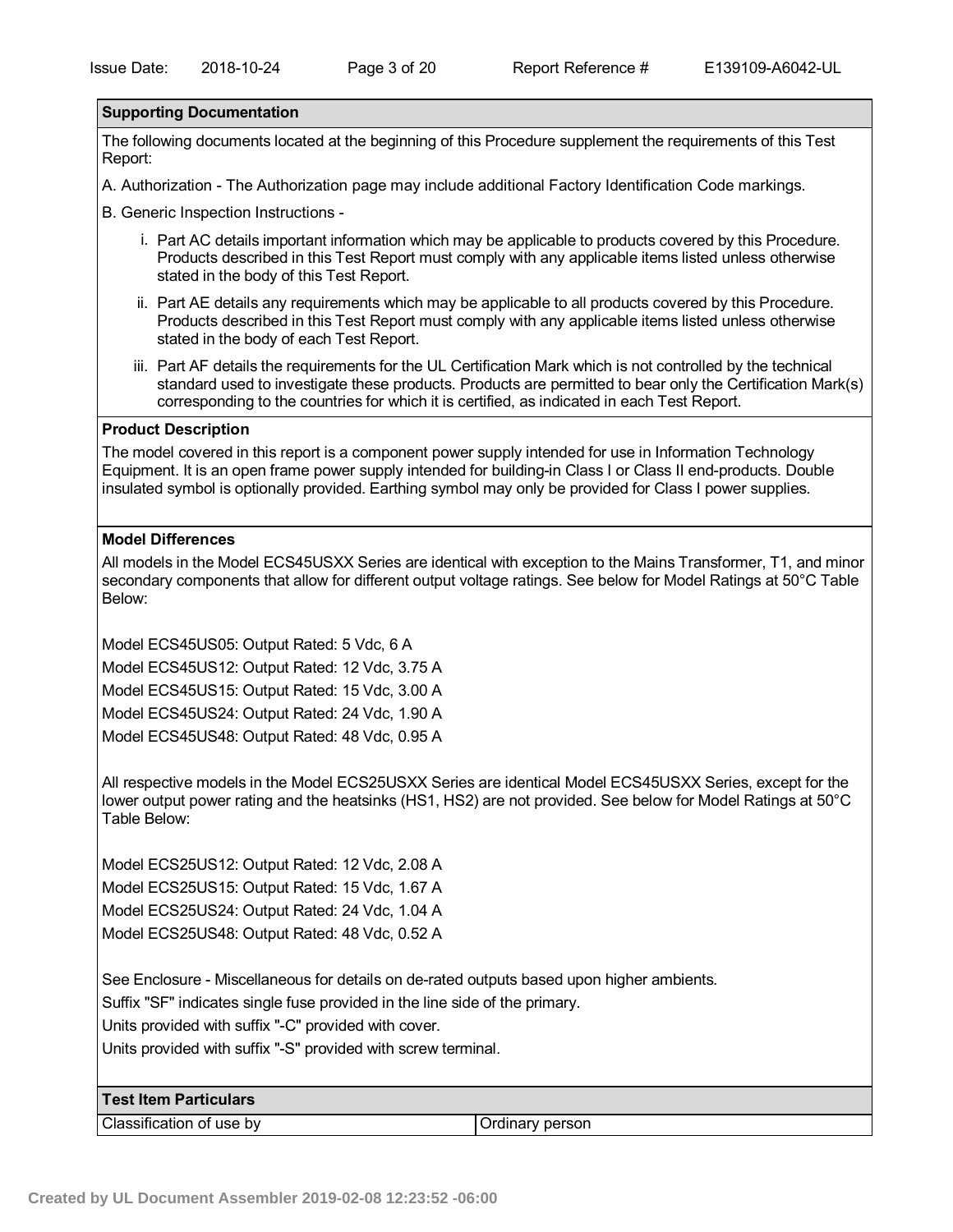## Supporting Documentation

The following documents located at the beginning of this Procedure supplement the requirements of this Test Report:

A. Authorization - The Authorization page may include additional Factory Identification Code markings.

B. Generic Inspection Instructions -

i. Part AC details important information which may be applicable to products covered by this Procedure. Products described in this Test Report must comply with any applicable items listed unless otherwise stated in the body of this Test Report.

ii. Part AE details any requirements which may be applicable to all products covered by this Procedure. Products described in this Test Report must comply with any applicable items listed unless otherwise stated in the body of each Test Report.

iii. Part AF details the requirements for the UL Certification Mark which is not controlled by the technical standard used to investigate these products. Products are permitted to bear only the Certification Mark(s) corresponding to the countries for which it is certified, as indicated in each Test Report.

## Product Description

The model covered in this report is a component power supply intended for use in Information Technology Equipment. It is an open frame power supply intended for building-in Class I or Class II end-products. Double insulated symbol is optionally provided. Earthing symbol may only be provided for Class I power supplies.

## Model Differences

All models in the Model ECS45USXX Series are identical with exception to the Mains Transformer, T1, and minor secondary components that allow for different output voltage ratings. See below for Model Ratings at 50°C Table Below:

Model ECS45US05: Output Rated: 5 Vdc, 6 A

Model ECS45US12: Output Rated: 12 Vdc, 3.75 A

Model ECS45US15: Output Rated: 15 Vdc, 3.00 A

Model ECS45US24: Output Rated: 24 Vdc, 1.90 A

Model ECS45US48: Output Rated: 48 Vdc, 0.95 A

All respective models in the Model ECS25USXX Series are identical Model ECS45USXX Series, except for the lower output power rating and the heatsinks (HS1, HS2) are not provided. See below for Model Ratings at 50°C Table Below:

Model ECS25US12: Output Rated: 12 Vdc, 2.08 A

Model ECS25US15: Output Rated: 15 Vdc, 1.67 A

Model ECS25US24: Output Rated: 24 Vdc, 1.04 A

Model ECS25US48: Output Rated: 48 Vdc, 0.52 A

See Enclosure - Miscellaneous for details on de-rated outputs based upon higher ambients.

Suffix "SF" indicates single fuse provided in the line side of the primary.

Units provided with suffix "-C" provided with cover.

Units provided with suffix "-S" provided with screw terminal.

## Test Item Particulars

| | |
|---|---|
| Classification of use by | Ordinary person |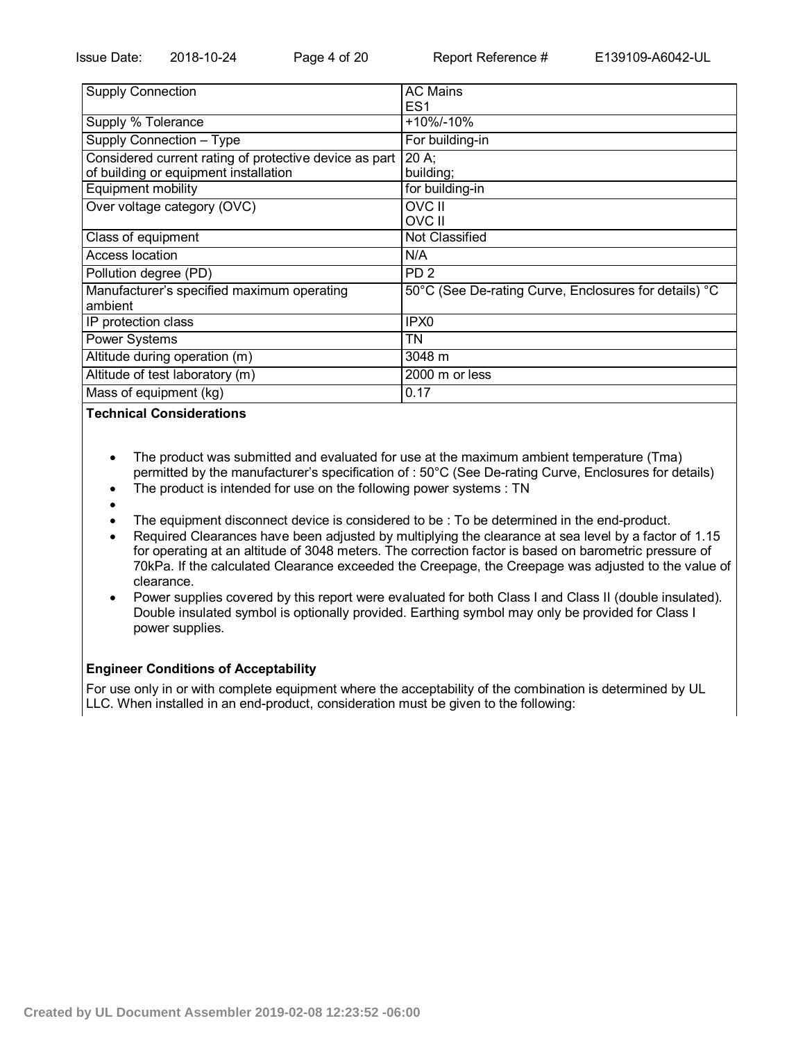| | |
|---|---|
| Supply Connection | AC Mains<br>ES1 |
| Supply % Tolerance | +10%/-10% |
| Supply Connection – Type | For building-in |
| Considered current rating of protective device as part of building or equipment installation | 20 A;<br>building; |
| Equipment mobility | for building-in |
| Over voltage category (OVC) | OVC II<br>OVC II |
| Class of equipment | Not Classified |
| Access location | N/A |
| Pollution degree (PD) | PD 2 |
| Manufacturer's specified maximum operating ambient | 50°C (See De-rating Curve, Enclosures for details) °C |
| IP protection class | IPX0 |
| Power Systems | TN |
| Altitude during operation (m) | 3048 m |
| Altitude of test laboratory (m) | 2000 m or less |
| Mass of equipment (kg) | 0.17 |

**Technical Considerations**

- The product was submitted and evaluated for use at the maximum ambient temperature (Tma) permitted by the manufacturer's specification of : 50°C (See De-rating Curve, Enclosures for details)
- The product is intended for use on the following power systems : TN
- 
- The equipment disconnect device is considered to be : To be determined in the end-product.
- Required Clearances have been adjusted by multiplying the clearance at sea level by a factor of 1.15 for operating at an altitude of 3048 meters. The correction factor is based on barometric pressure of 70kPa. If the calculated Clearance exceeded the Creepage, the Creepage was adjusted to the value of clearance.
- Power supplies covered by this report were evaluated for both Class I and Class II (double insulated). Double insulated symbol is optionally provided. Earthing symbol may only be provided for Class I power supplies.

**Engineer Conditions of Acceptability**

For use only in or with complete equipment where the acceptability of the combination is determined by UL LLC. When installed in an end-product, consideration must be given to the following: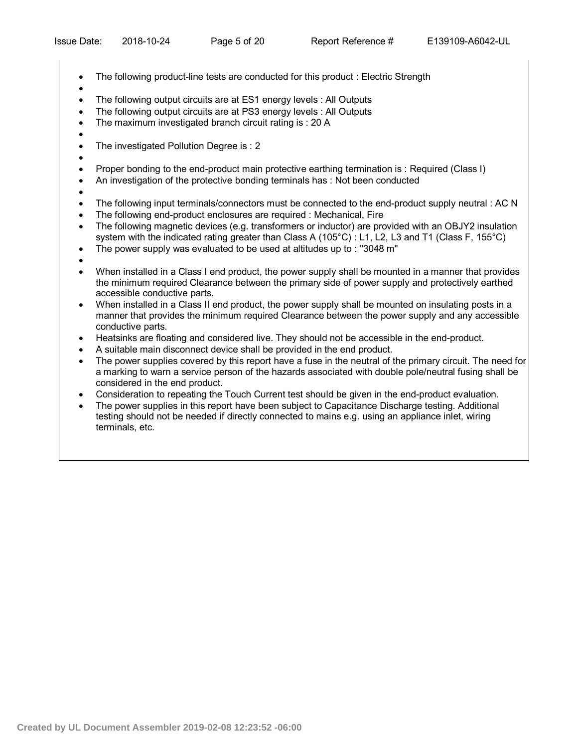- The following product-line tests are conducted for this product : Electric Strength
- 
- The following output circuits are at ES1 energy levels : All Outputs
- The following output circuits are at PS3 energy levels : All Outputs
- The maximum investigated branch circuit rating is : 20 A
- 
- The investigated Pollution Degree is : 2
- 
- Proper bonding to the end-product main protective earthing termination is : Required (Class I)
- An investigation of the protective bonding terminals has : Not been conducted
- 
- The following input terminals/connectors must be connected to the end-product supply neutral : AC N
- The following end-product enclosures are required : Mechanical, Fire
- The following magnetic devices (e.g. transformers or inductor) are provided with an OBJY2 insulation system with the indicated rating greater than Class A (105°C) : L1, L2, L3 and T1 (Class F, 155°C)
- The power supply was evaluated to be used at altitudes up to : "3048 m"
- 
- When installed in a Class I end product, the power supply shall be mounted in a manner that provides the minimum required Clearance between the primary side of power supply and protectively earthed accessible conductive parts.
- When installed in a Class II end product, the power supply shall be mounted on insulating posts in a manner that provides the minimum required Clearance between the power supply and any accessible conductive parts.
- Heatsinks are floating and considered live. They should not be accessible in the end-product.
- A suitable main disconnect device shall be provided in the end product.
- The power supplies covered by this report have a fuse in the neutral of the primary circuit. The need for a marking to warn a service person of the hazards associated with double pole/neutral fusing shall be considered in the end product.
- Consideration to repeating the Touch Current test should be given in the end-product evaluation.
- The power supplies in this report have been subject to Capacitance Discharge testing. Additional testing should not be needed if directly connected to mains e.g. using an appliance inlet, wiring terminals, etc.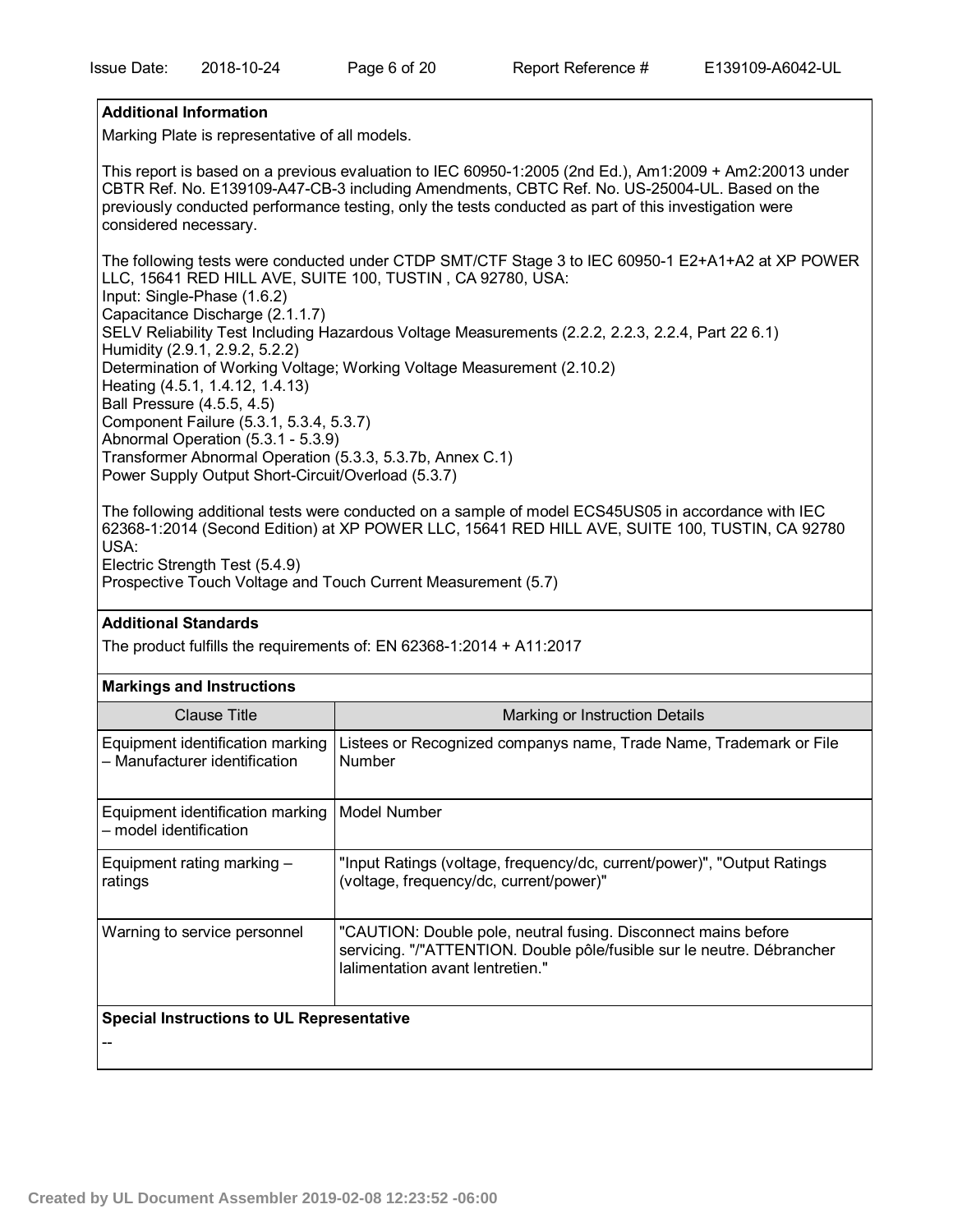## Additional Information

Marking Plate is representative of all models.

This report is based on a previous evaluation to IEC 60950-1:2005 (2nd Ed.), Am1:2009 + Am2:20013 under CBTR Ref. No. E139109-A47-CB-3 including Amendments, CBTC Ref. No. US-25004-UL. Based on the previously conducted performance testing, only the tests conducted as part of this investigation were considered necessary.

The following tests were conducted under CTDP SMT/CTF Stage 3 to IEC 60950-1 E2+A1+A2 at XP POWER LLC, 15641 RED HILL AVE, SUITE 100, TUSTIN , CA 92780, USA:
Input: Single-Phase (1.6.2)
Capacitance Discharge (2.1.1.7)
SELV Reliability Test Including Hazardous Voltage Measurements (2.2.2, 2.2.3, 2.2.4, Part 22 6.1)
Humidity (2.9.1, 2.9.2, 5.2.2)
Determination of Working Voltage; Working Voltage Measurement (2.10.2)
Heating (4.5.1, 1.4.12, 1.4.13)
Ball Pressure (4.5.5, 4.5)
Component Failure (5.3.1, 5.3.4, 5.3.7)
Abnormal Operation (5.3.1 - 5.3.9)
Transformer Abnormal Operation (5.3.3, 5.3.7b, Annex C.1)
Power Supply Output Short-Circuit/Overload (5.3.7)

The following additional tests were conducted on a sample of model ECS45US05 in accordance with IEC 62368-1:2014 (Second Edition) at XP POWER LLC, 15641 RED HILL AVE, SUITE 100, TUSTIN, CA 92780 USA:
Electric Strength Test (5.4.9)
Prospective Touch Voltage and Touch Current Measurement (5.7)

## Additional Standards

The product fulfills the requirements of: EN 62368-1:2014 + A11:2017

## Markings and Instructions

| Clause Title | Marking or Instruction Details |
|---|---|
| Equipment identification marking – Manufacturer identification | Listees or Recognized companys name, Trade Name, Trademark or File Number |
| Equipment identification marking – model identification | Model Number |
| Equipment rating marking – ratings | "Input Ratings (voltage, frequency/dc, current/power)", "Output Ratings (voltage, frequency/dc, current/power)" |
| Warning to service personnel | "CAUTION: Double pole, neutral fusing. Disconnect mains before servicing. "/"ATTENTION. Double pôle/fusible sur le neutre. Débrancher lalimentation avant lentretien." |

## Special Instructions to UL Representative

--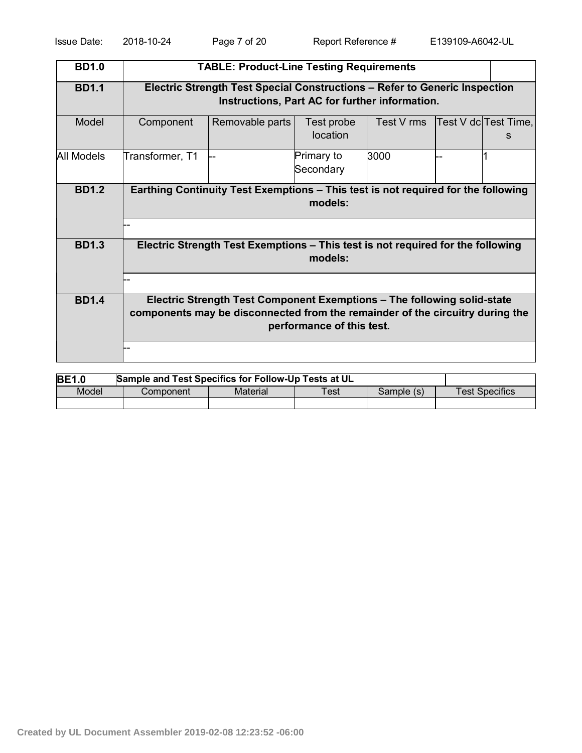| BD1.0 | TABLE: Product-Line Testing Requirements | | | | | |
|---|---|---|---|---|---|---|
| **BD1.1** | **Electric Strength Test Special Constructions – Refer to Generic Inspection Instructions, Part AC for further information.** | | | | | |
| Model | Component | Removable parts | Test probe location | Test V rms | Test V dc | Test Time, s |
| All Models | Transformer, T1 | -- | Primary to Secondary | 3000 | -- | 1 |
| **BD1.2** | **Earthing Continuity Test Exemptions – This test is not required for the following models:** | | | | | |
| | -- | | | | | |
| **BD1.3** | **Electric Strength Test Exemptions – This test is not required for the following models:** | | | | | |
| | -- | | | | | |
| **BD1.4** | **Electric Strength Test Component Exemptions – The following solid-state components may be disconnected from the remainder of the circuitry during the performance of this test.** | | | | | |
| | -- | | | | | |

| BE1.0 | Sample and Test Specifics for Follow-Up Tests at UL | | | | |
|---|---|---|---|---|---|
| Model | Component | Material | Test | Sample (s) | Test Specifics |
| | | | | | |

Created by UL Document Assembler 2019-02-08 12:23:52 -06:00